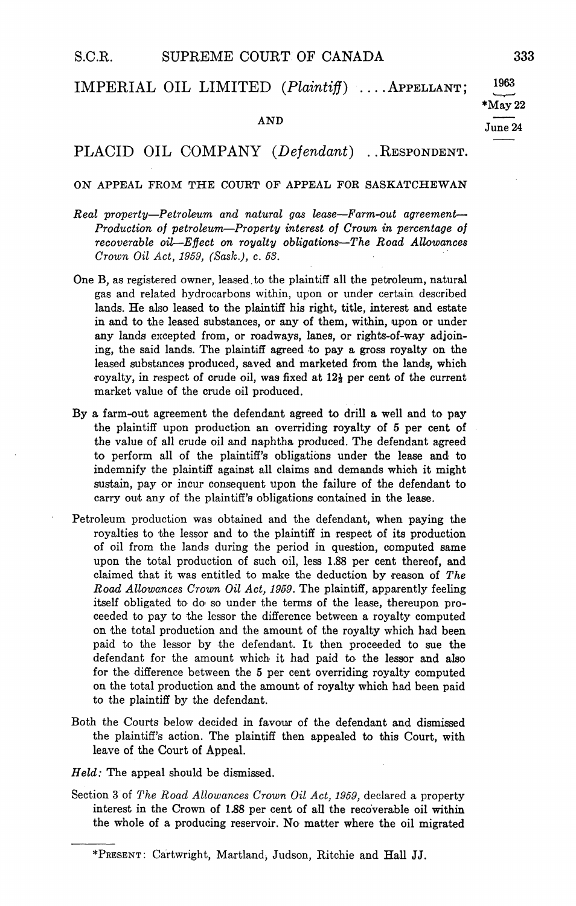IMPERIAL OIL LIMITED (*Plaintiff*) ....APPELLANT;

1963

*May 22

June 24

AND

PLACID OIL COMPANY (*Defendant*) ..RESPONDENT.

ON APPEAL FROM THE COURT OF APPEAL FOR SASKATCHEWAN

*Real property—Petroleum and natural gas lease—Farm-out agreement—Production of petroleum—Property interest of Crown in percentage of recoverable oil—Effect on royalty obligations—The Road Allowances Crown Oil Act, 1959, (Sask.), c. 53.*

One B, as registered owner, leased to the plaintiff all the petroleum, natural gas and related hydrocarbons within, upon or under certain described lands. He also leased to the plaintiff his right, title, interest and estate in and to the leased substances, or any of them, within, upon or under any lands excepted from, or roadways, lanes, or rights-of-way adjoining, the said lands. The plaintiff agreed to pay a gross royalty on the leased substances produced, saved and marketed from the lands, which royalty, in respect of crude oil, was fixed at 12½ per cent of the current market value of the crude oil produced.

By a farm-out agreement the defendant agreed to drill a well and to pay the plaintiff upon production an overriding royalty of 5 per cent of the value of all crude oil and naphtha produced. The defendant agreed to perform all of the plaintiff's obligations under the lease and to indemnify the plaintiff against all claims and demands which it might sustain, pay or incur consequent upon the failure of the defendant to carry out any of the plaintiff's obligations contained in the lease.

Petroleum production was obtained and the defendant, when paying the royalties to the lessor and to the plaintiff in respect of its production of oil from the lands during the period in question, computed same upon the total production of such oil, less 1.88 per cent thereof, and claimed that it was entitled to make the deduction by reason of *The Road Allowances Crown Oil Act, 1959*. The plaintiff, apparently feeling itself obligated to do so under the terms of the lease, thereupon proceeded to pay to the lessor the difference between a royalty computed on the total production and the amount of the royalty which had been paid to the lessor by the defendant. It then proceeded to sue the defendant for the amount which it had paid to the lessor and also for the difference between the 5 per cent overriding royalty computed on the total production and the amount of royalty which had been paid to the plaintiff by the defendant.

Both the Courts below decided in favour of the defendant and dismissed the plaintiff's action. The plaintiff then appealed to this Court, with leave of the Court of Appeal.

*Held:* The appeal should be dismissed.

Section 3 of *The Road Allowances Crown Oil Act, 1959,* declared a property interest in the Crown of 1.88 per cent of all the recoverable oil within the whole of a producing reservoir. No matter where the oil migrated

---

*PRESENT: Cartwright, Martland, Judson, Ritchie and Hall JJ.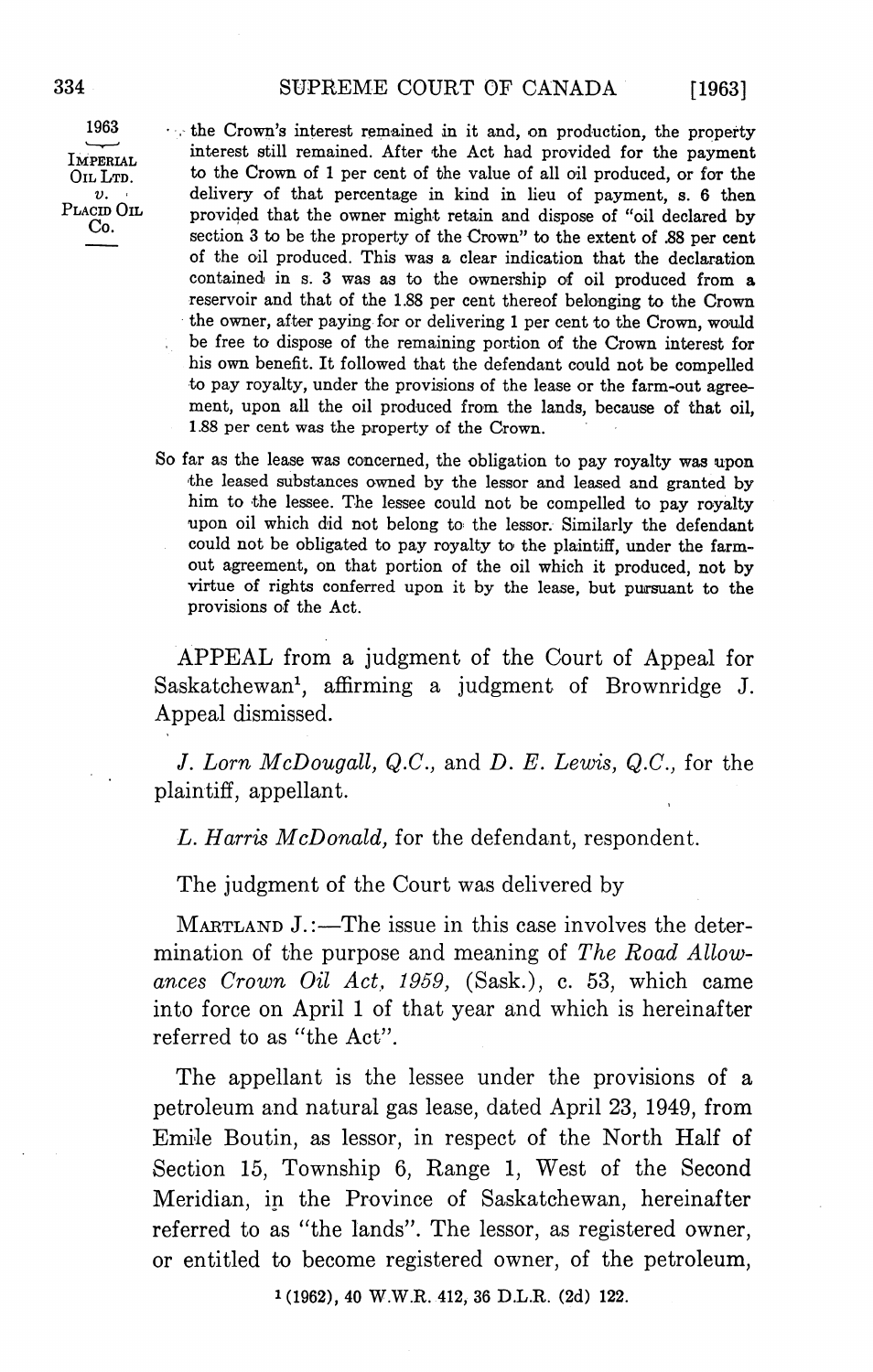the Crown's interest remained in it and, on production, the property interest still remained. After the Act had provided for the payment to the Crown of 1 per cent of the value of all oil produced, or for the delivery of that percentage in kind in lieu of payment, s. 6 then provided that the owner might retain and dispose of "oil declared by section 3 to be the property of the Crown" to the extent of .88 per cent of the oil produced. This was a clear indication that the declaration contained in s. 3 was as to the ownership of oil produced from a reservoir and that of the 1.88 per cent thereof belonging to the Crown the owner, after paying for or delivering 1 per cent to the Crown, would be free to dispose of the remaining portion of the Crown interest for his own benefit. It followed that the defendant could not be compelled to pay royalty, under the provisions of the lease or the farm-out agreement, upon all the oil produced from the lands, because of that oil, 1.88 per cent was the property of the Crown.

So far as the lease was concerned, the obligation to pay royalty was upon the leased substances owned by the lessor and leased and granted by him to the lessee. The lessee could not be compelled to pay royalty upon oil which did not belong to the lessor. Similarly the defendant could not be obligated to pay royalty to the plaintiff, under the farm-out agreement, on that portion of the oil which it produced, not by virtue of rights conferred upon it by the lease, but pursuant to the provisions of the Act.

APPEAL from a judgment of the Court of Appeal for Saskatchewan[1], affirming a judgment of Brownridge J. Appeal dismissed.

*J. Lorn McDougall, Q.C.*, and *D. E. Lewis, Q.C.*, for the plaintiff, appellant.

*L. Harris McDonald*, for the defendant, respondent.

The judgment of the Court was delivered by

MARTLAND J.:—The issue in this case involves the determination of the purpose and meaning of *The Road Allowances Crown Oil Act, 1959*, (Sask.), c. 53, which came into force on April 1 of that year and which is hereinafter referred to as "the Act".

The appellant is the lessee under the provisions of a petroleum and natural gas lease, dated April 23, 1949, from Emile Boutin, as lessor, in respect of the North Half of Section 15, Township 6, Range 1, West of the Second Meridian, in the Province of Saskatchewan, hereinafter referred to as "the lands". The lessor, as registered owner, or entitled to become registered owner, of the petroleum,

[1] (1962), 40 W.W.R. 412, 36 D.L.R. (2d) 122.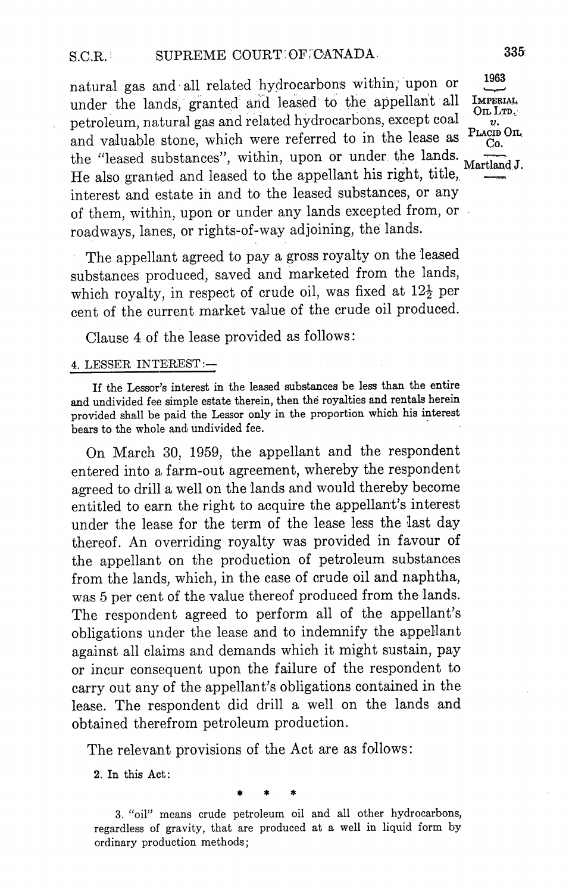natural gas and all related hydrocarbons within, upon or under the lands, granted and leased to the appellant all petroleum, natural gas and related hydrocarbons, except coal and valuable stone, which were referred to in the lease as the "leased substances", within, upon or under the lands. He also granted and leased to the appellant his right, title, interest and estate in and to the leased substances, or any of them, within, upon or under any lands excepted from, or roadways, lanes, or rights-of-way adjoining, the lands.

The appellant agreed to pay a gross royalty on the leased substances produced, saved and marketed from the lands, which royalty, in respect of crude oil, was fixed at 12½ per cent of the current market value of the crude oil produced.

Clause 4 of the lease provided as follows:

4. LESSER INTEREST:—

> If the Lessor's interest in the leased substances be less than the entire and undivided fee simple estate therein, then the royalties and rentals herein provided shall be paid the Lessor only in the proportion which his interest bears to the whole and undivided fee.

On March 30, 1959, the appellant and the respondent entered into a farm-out agreement, whereby the respondent agreed to drill a well on the lands and would thereby become entitled to earn the right to acquire the appellant's interest under the lease for the term of the lease less the last day thereof. An overriding royalty was provided in favour of the appellant on the production of petroleum substances from the lands, which, in the case of crude oil and naphtha, was 5 per cent of the value thereof produced from the lands. The respondent agreed to perform all of the appellant's obligations under the lease and to indemnify the appellant against all claims and demands which it might sustain, pay or incur consequent upon the failure of the respondent to carry out any of the appellant's obligations contained in the lease. The respondent did drill a well on the lands and obtained therefrom petroleum production.

The relevant provisions of the Act are as follows:

> 2. In this Act:
>
> \* \* \*
>
> 3. "oil" means crude petroleum oil and all other hydrocarbons, regardless of gravity, that are produced at a well in liquid form by ordinary production methods;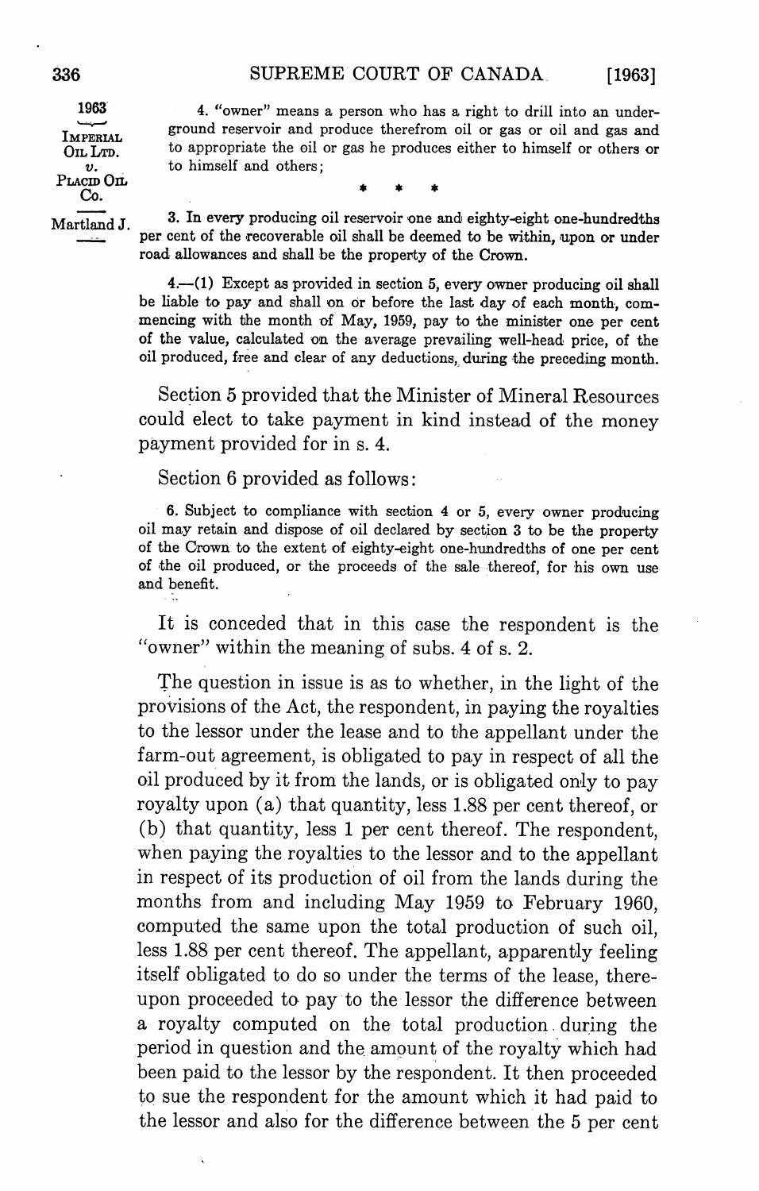4. "owner" means a person who has a right to drill into an underground reservoir and produce therefrom oil or gas or oil and gas and to appropriate the oil or gas he produces either to himself or others or to himself and others;

\* \* \*

3. In every producing oil reservoir one and eighty-eight one-hundredths per cent of the recoverable oil shall be deemed to be within, upon or under road allowances and shall be the property of the Crown.

4.—(1) Except as provided in section 5, every owner producing oil shall be liable to pay and shall on or before the last day of each month, commencing with the month of May, 1959, pay to the minister one per cent of the value, calculated on the average prevailing well-head price, of the oil produced, free and clear of any deductions, during the preceding month.

Section 5 provided that the Minister of Mineral Resources could elect to take payment in kind instead of the money payment provided for in s. 4.

Section 6 provided as follows:

6. Subject to compliance with section 4 or 5, every owner producing oil may retain and dispose of oil declared by section 3 to be the property of the Crown to the extent of eighty-eight one-hundredths of one per cent of the oil produced, or the proceeds of the sale thereof, for his own use and benefit.

It is conceded that in this case the respondent is the "owner" within the meaning of subs. 4 of s. 2.

The question in issue is as to whether, in the light of the provisions of the Act, the respondent, in paying the royalties to the lessor under the lease and to the appellant under the farm-out agreement, is obligated to pay in respect of all the oil produced by it from the lands, or is obligated only to pay royalty upon (a) that quantity, less 1.88 per cent thereof, or (b) that quantity, less 1 per cent thereof. The respondent, when paying the royalties to the lessor and to the appellant in respect of its production of oil from the lands during the months from and including May 1959 to February 1960, computed the same upon the total production of such oil, less 1.88 per cent thereof. The appellant, apparently feeling itself obligated to do so under the terms of the lease, thereupon proceeded to pay to the lessor the difference between a royalty computed on the total production during the period in question and the amount of the royalty which had been paid to the lessor by the respondent. It then proceeded to sue the respondent for the amount which it had paid to the lessor and also for the difference between the 5 per cent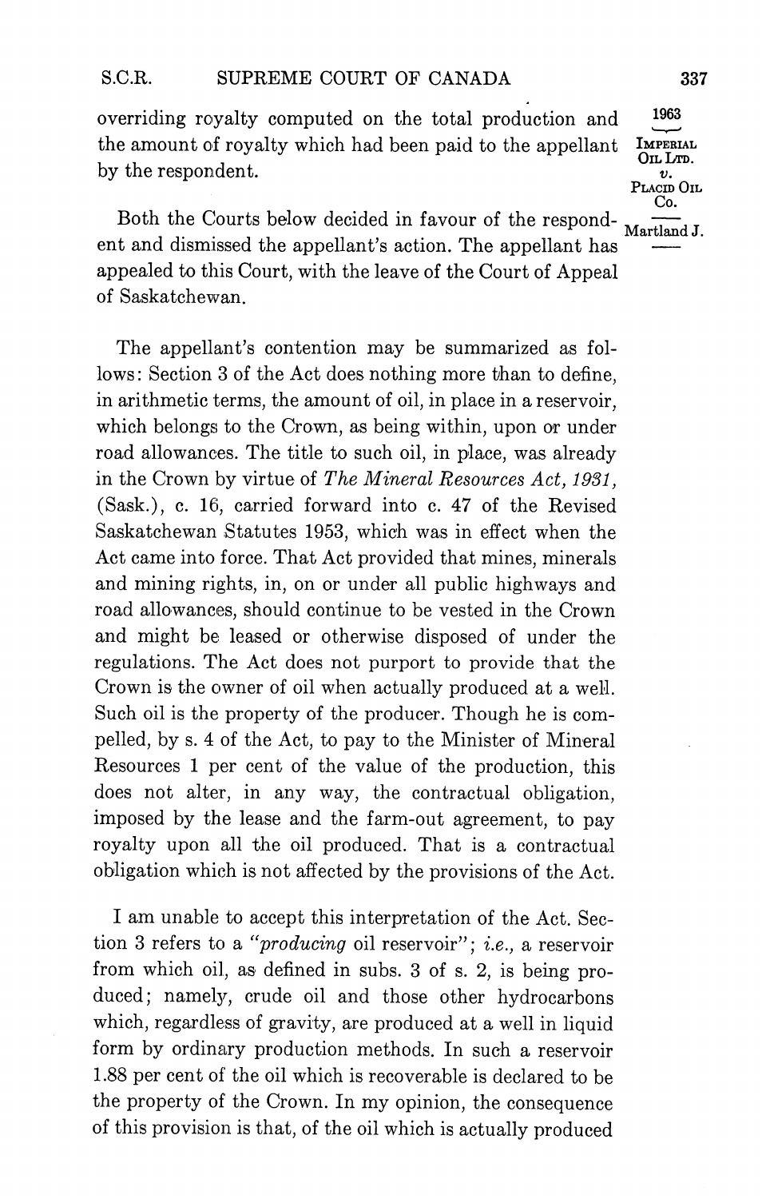overriding royalty computed on the total production and the amount of royalty which had been paid to the appellant by the respondent.

Both the Courts below decided in favour of the respondent and dismissed the appellant's action. The appellant has appealed to this Court, with the leave of the Court of Appeal of Saskatchewan.

The appellant's contention may be summarized as follows: Section 3 of the Act does nothing more than to define, in arithmetic terms, the amount of oil, in place in a reservoir, which belongs to the Crown, as being within, upon or under road allowances. The title to such oil, in place, was already in the Crown by virtue of *The Mineral Resources Act, 1931*, (Sask.), c. 16, carried forward into c. 47 of the Revised Saskatchewan Statutes 1953, which was in effect when the Act came into force. That Act provided that mines, minerals and mining rights, in, on or under all public highways and road allowances, should continue to be vested in the Crown and might be leased or otherwise disposed of under the regulations. The Act does not purport to provide that the Crown is the owner of oil when actually produced at a well. Such oil is the property of the producer. Though he is compelled, by s. 4 of the Act, to pay to the Minister of Mineral Resources 1 per cent of the value of the production, this does not alter, in any way, the contractual obligation, imposed by the lease and the farm-out agreement, to pay royalty upon all the oil produced. That is a contractual obligation which is not affected by the provisions of the Act.

I am unable to accept this interpretation of the Act. Section 3 refers to a "*producing* oil reservoir"; *i.e.*, a reservoir from which oil, as defined in subs. 3 of s. 2, is being produced; namely, crude oil and those other hydrocarbons which, regardless of gravity, are produced at a well in liquid form by ordinary production methods. In such a reservoir 1.88 per cent of the oil which is recoverable is declared to be the property of the Crown. In my opinion, the consequence of this provision is that, of the oil which is actually produced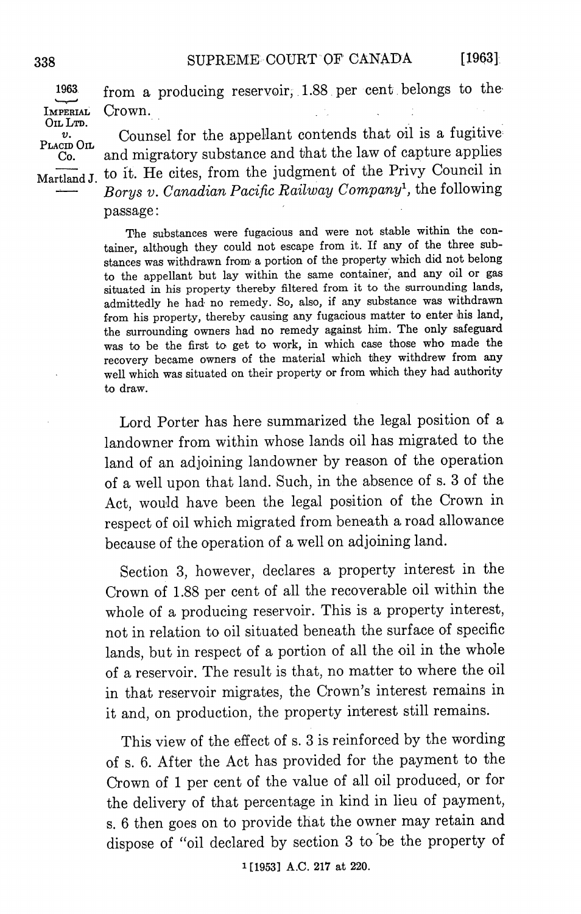from a producing reservoir, 1.88 per cent belongs to the Crown.

Counsel for the appellant contends that oil is a fugitive and migratory substance and that the law of capture applies to it. He cites, from the judgment of the Privy Council in *Borys v. Canadian Pacific Railway Company*[1], the following passage:

> The substances were fugacious and were not stable within the container, although they could not escape from it. If any of the three substances was withdrawn from a portion of the property which did not belong to the appellant but lay within the same container, and any oil or gas situated in his property thereby filtered from it to the surrounding lands, admittedly he had no remedy. So, also, if any substance was withdrawn from his property, thereby causing any fugacious matter to enter his land, the surrounding owners had no remedy against him. The only safeguard was to be the first to get to work, in which case those who made the recovery became owners of the material which they withdrew from any well which was situated on their property or from which they had authority to draw.

Lord Porter has here summarized the legal position of a landowner from within whose lands oil has migrated to the land of an adjoining landowner by reason of the operation of a well upon that land. Such, in the absence of s. 3 of the Act, would have been the legal position of the Crown in respect of oil which migrated from beneath a road allowance because of the operation of a well on adjoining land.

Section 3, however, declares a property interest in the Crown of 1.88 per cent of all the recoverable oil within the whole of a producing reservoir. This is a property interest, not in relation to oil situated beneath the surface of specific lands, but in respect of a portion of all the oil in the whole of a reservoir. The result is that, no matter to where the oil in that reservoir migrates, the Crown's interest remains in it and, on production, the property interest still remains.

This view of the effect of s. 3 is reinforced by the wording of s. 6. After the Act has provided for the payment to the Crown of 1 per cent of the value of all oil produced, or for the delivery of that percentage in kind in lieu of payment, s. 6 then goes on to provide that the owner may retain and dispose of "oil declared by section 3 to be the property of

[1] [1953] A.C. 217 at 220.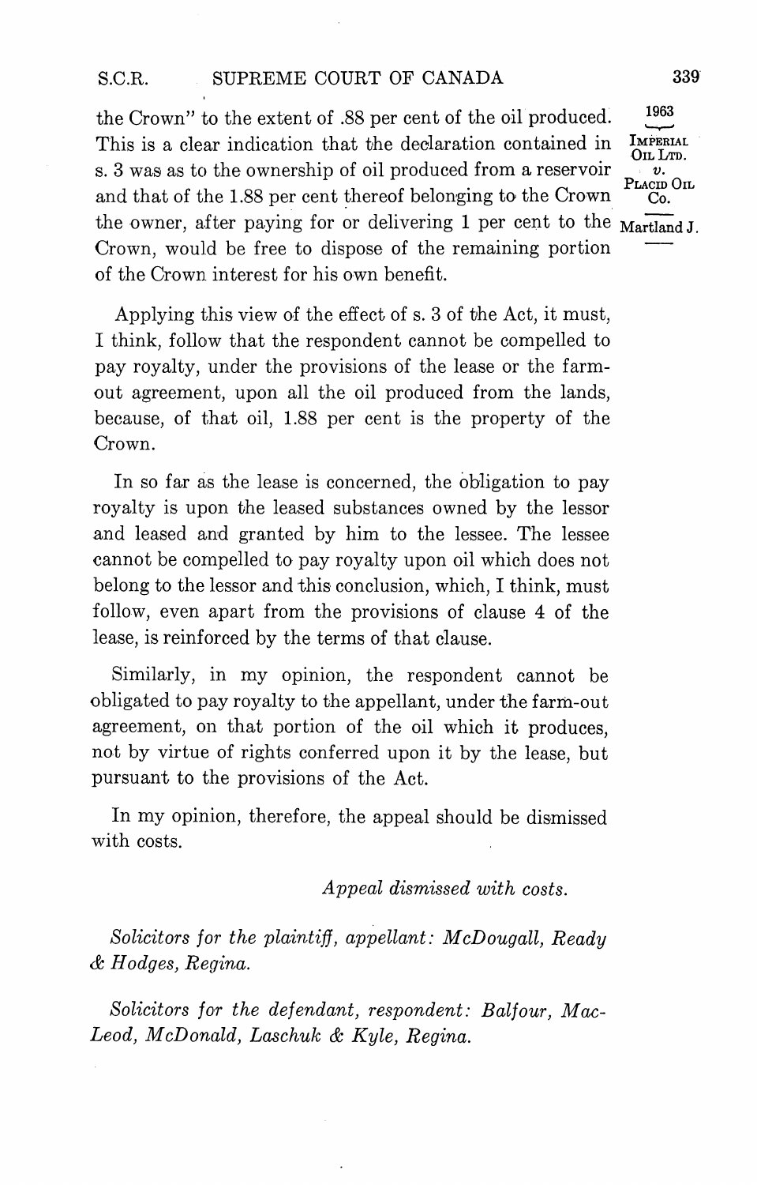the Crown" to the extent of .88 per cent of the oil produced. This is a clear indication that the declaration contained in s. 3 was as to the ownership of oil produced from a reservoir and that of the 1.88 per cent thereof belonging to the Crown the owner, after paying for or delivering 1 per cent to the Crown, would be free to dispose of the remaining portion of the Crown interest for his own benefit.

Applying this view of the effect of s. 3 of the Act, it must, I think, follow that the respondent cannot be compelled to pay royalty, under the provisions of the lease or the farm-out agreement, upon all the oil produced from the lands, because, of that oil, 1.88 per cent is the property of the Crown.

In so far as the lease is concerned, the obligation to pay royalty is upon the leased substances owned by the lessor and leased and granted by him to the lessee. The lessee cannot be compelled to pay royalty upon oil which does not belong to the lessor and this conclusion, which, I think, must follow, even apart from the provisions of clause 4 of the lease, is reinforced by the terms of that clause.

Similarly, in my opinion, the respondent cannot be obligated to pay royalty to the appellant, under the farm-out agreement, on that portion of the oil which it produces, not by virtue of rights conferred upon it by the lease, but pursuant to the provisions of the Act.

In my opinion, therefore, the appeal should be dismissed with costs.

*Appeal dismissed with costs.*

*Solicitors for the plaintiff, appellant: McDougall, Ready & Hodges, Regina.*

*Solicitors for the defendant, respondent: Balfour, MacLeod, McDonald, Laschuk & Kyle, Regina.*